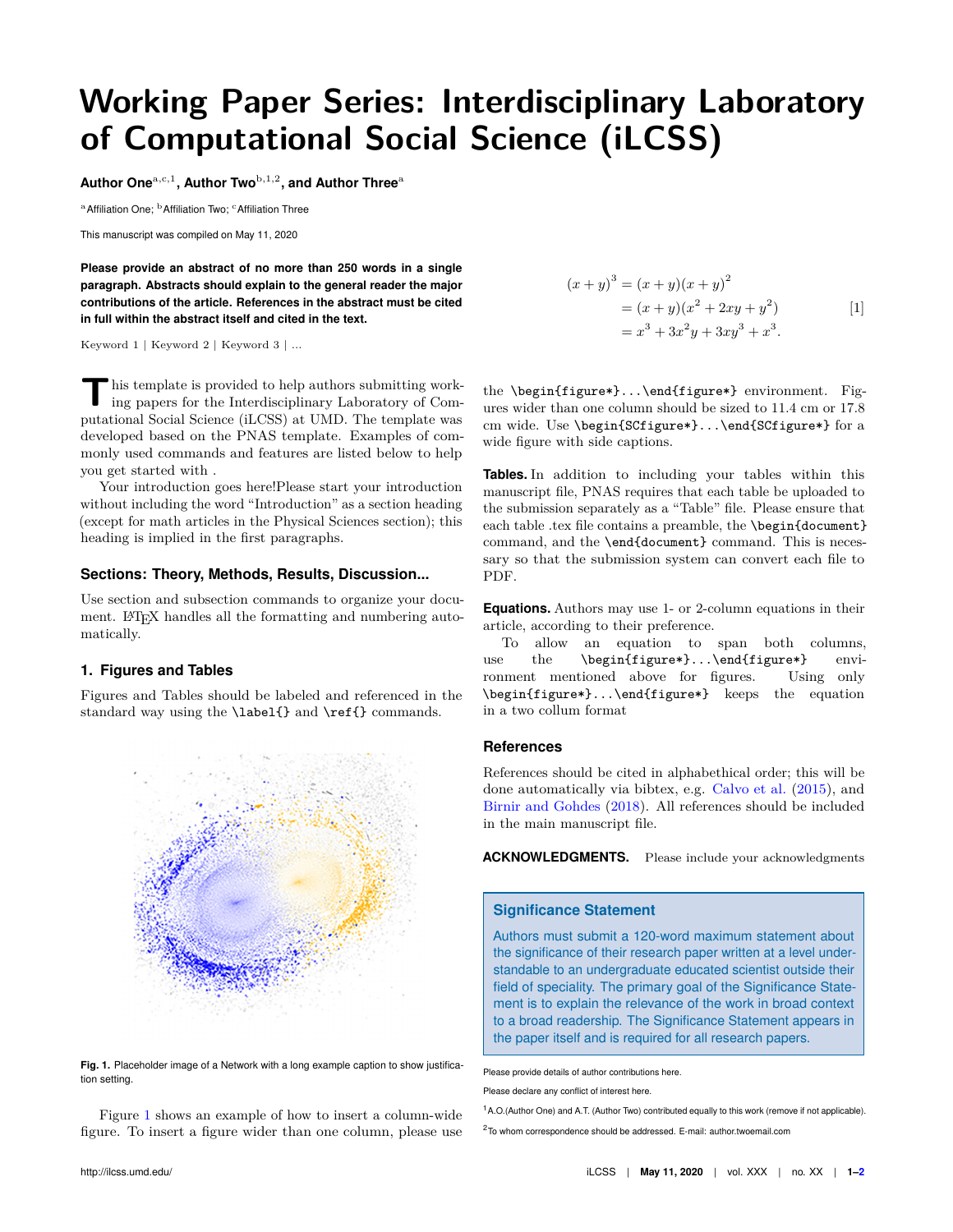# Working Paper Series: Interdisciplinary Laboratory of Computational Social Science (iLCSS)

**Author One**[a,c,1], **Author Two**[b,1,2], **and Author Three**[a]

[a]Affiliation One; [b]Affiliation Two; [c]Affiliation Three

This manuscript was compiled on May 11, 2020

**Please provide an abstract of no more than 250 words in a single paragraph. Abstracts should explain to the general reader the major contributions of the article. References in the abstract must be cited in full within the abstract itself and cited in the text.**

Keyword 1 | Keyword 2 | Keyword 3 | ...

This template is provided to help authors submitting working papers for the Interdisciplinary Laboratory of Computational Social Science (iLCSS) at UMD. The template was developed based on the PNAS template. Examples of commonly used commands and features are listed below to help you get started with .

Your introduction goes here!Please start your introduction without including the word "Introduction" as a section heading (except for math articles in the Physical Sciences section); this heading is implied in the first paragraphs.

## Sections: Theory, Methods, Results, Discussion...

Use section and subsection commands to organize your document. LaTeX handles all the formatting and numbering automatically.

## 1. Figures and Tables

Figures and Tables should be labeled and referenced in the standard way using the \label{} and \ref{} commands.

**Fig. 1.** Placeholder image of a Network with a long example caption to show justification setting.

Figure 1 shows an example of how to insert a column-wide figure. To insert a figure wider than one column, please use the \begin{figure*}...\end{figure*} environment. Figures wider than one column should be sized to 11.4 cm or 17.8 cm wide. Use \begin{SCfigure*}...\end{SCfigure*} for a wide figure with side captions.

$$
\begin{aligned}
(x+y)^3 &= (x+y)(x+y)^2 \\
&= (x+y)(x^2+2xy+y^2) \\
&= x^3+3x^2y+3xy^3+x^3.
\end{aligned} \qquad [1]
$$

**Tables.** In addition to including your tables within this manuscript file, PNAS requires that each table be uploaded to the submission separately as a "Table" file. Please ensure that each table .tex file contains a preamble, the \begin{document} command, and the \end{document} command. This is necessary so that the submission system can convert each file to PDF.

**Equations.** Authors may use 1- or 2-column equations in their article, according to their preference.

To allow an equation to span both columns, use the \begin{figure*}...\end{figure*} environment mentioned above for figures. Using only \begin{figure*}...\end{figure*} keeps the equation in a two collum format

## References

References should be cited in alphabethical order; this will be done automatically via bibtex, e.g. Calvo et al. (2015), and Birnir and Gohdes (2018). All references should be included in the main manuscript file.

**ACKNOWLEDGMENTS.** Please include your acknowledgments

### Significance Statement

Authors must submit a 120-word maximum statement about the significance of their research paper written at a level understandable to an undergraduate educated scientist outside their field of speciality. The primary goal of the Significance Statement is to explain the relevance of the work in broad context to a broad readership. The Significance Statement appears in the paper itself and is required for all research papers.

Please provide details of author contributions here.

Please declare any conflict of interest here.

[1]A.O.(Author One) and A.T. (Author Two) contributed equally to this work (remove if not applicable).

[2]To whom correspondence should be addressed. E-mail: author.twoemail.com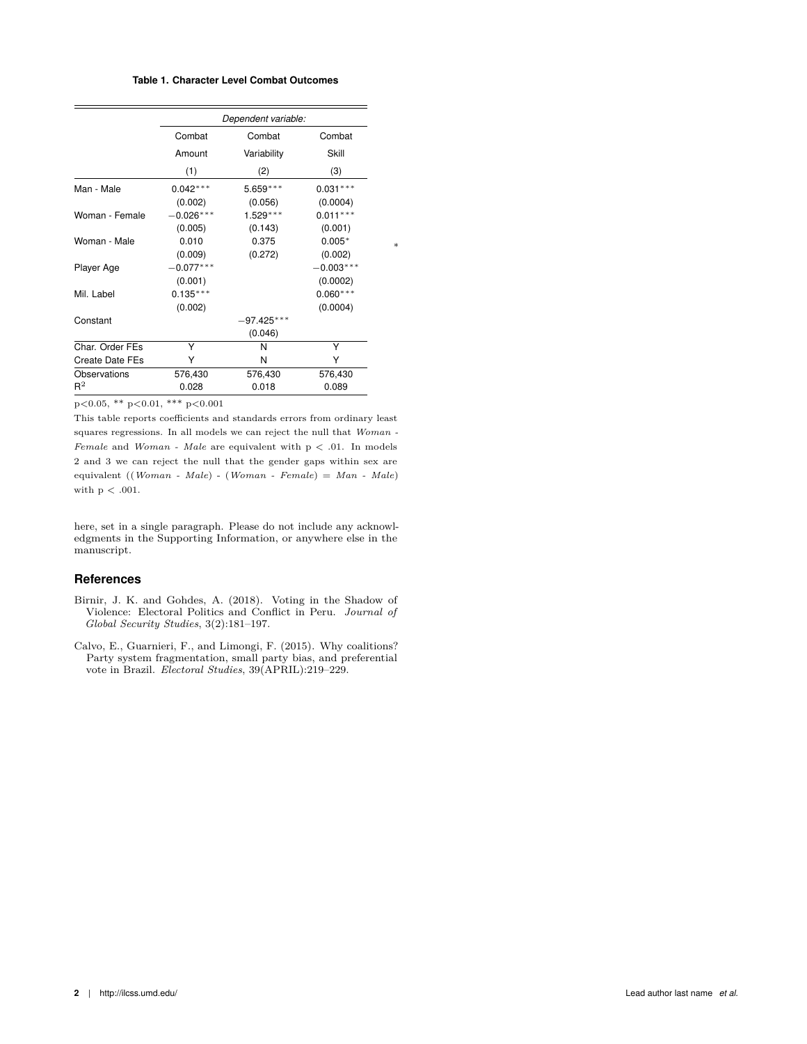**Table 1. Character Level Combat Outcomes**

| | *Dependent variable:* | | |
|---|---|---|---|
| | Combat Amount | Combat Variability | Combat Skill |
| | (1) | (2) | (3) |
| Man - Male | 0.042*** | 5.659*** | 0.031*** |
| | (0.002) | (0.056) | (0.0004) |
| Woman - Female | −0.026*** | 1.529*** | 0.011*** |
| | (0.005) | (0.143) | (0.001) |
| Woman - Male | 0.010 | 0.375 | 0.005* |
| | (0.009) | (0.272) | (0.002) |
| Player Age | −0.077*** | | −0.003*** |
| | (0.001) | | (0.0002) |
| Mil. Label | 0.135*** | | 0.060*** |
| | (0.002) | | (0.0004) |
| Constant | | −97.425*** | |
| | | (0.046) | |
| Char. Order FEs | Y | N | Y |
| Create Date FEs | Y | N | Y |
| Observations | 576,430 | 576,430 | 576,430 |
| $R^2$ | 0.028 | 0.018 | 0.089 |

*

p<0.05, ** p<0.01, *** p<0.001

This table reports coefficients and standards errors from ordinary least squares regressions. In all models we can reject the null that *Woman - Female* and *Woman - Male* are equivalent with $p < .01$. In models 2 and 3 we can reject the null that the gender gaps within sex are equivalent ((*Woman - Male*) - (*Woman - Female*) = *Man - Male*) with $p < .001$.

here, set in a single paragraph. Please do not include any acknowledgments in the Supporting Information, or anywhere else in the manuscript.

## References

Birnir, J. K. and Gohdes, A. (2018). Voting in the Shadow of Violence: Electoral Politics and Conflict in Peru. *Journal of Global Security Studies*, 3(2):181–197.

Calvo, E., Guarnieri, F., and Limongi, F. (2015). Why coalitions? Party system fragmentation, small party bias, and preferential vote in Brazil. *Electoral Studies*, 39(APRIL):219–229.